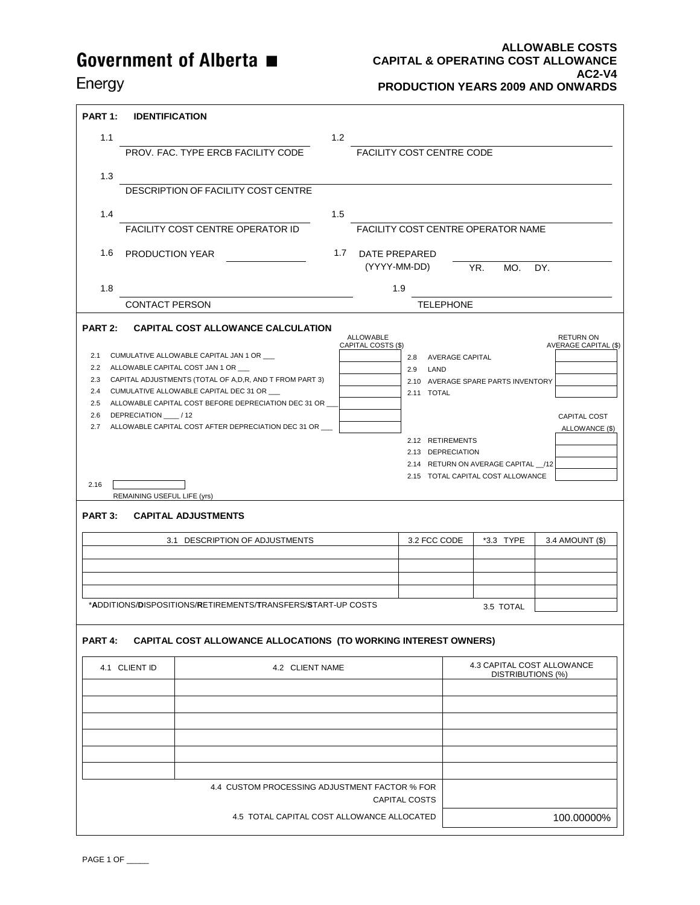Government of Alberta ■

Energy

**ALLOWABLE COSTS**
**CAPITAL & OPERATING COST ALLOWANCE**
**AC2-V4**
**PRODUCTION YEARS 2009 AND ONWARDS**

## PART 1: IDENTIFICATION

1.1 ____________________ PROV. FAC. TYPE ERCB FACILITY CODE

1.2 ____________________ FACILITY COST CENTRE CODE

1.3 ____________________ DESCRIPTION OF FACILITY COST CENTRE

1.4 ____________________ FACILITY COST CENTRE OPERATOR ID

1.5 ____________________ FACILITY COST CENTRE OPERATOR NAME

1.6 PRODUCTION YEAR ____________

1.7 DATE PREPARED (YYYY-MM-DD) ____ YR. MO. DY.

1.8 ____________________ CONTACT PERSON

1.9 ____________________ TELEPHONE

## PART 2: CAPITAL COST ALLOWANCE CALCULATION

| | | ALLOWABLE CAPITAL COSTS ($) |
|---|---|---|
| 2.1 | CUMULATIVE ALLOWABLE CAPITAL JAN 1 OR ___ | |
| 2.2 | ALLOWABLE CAPITAL COST JAN 1 OR ___ | |
| 2.3 | CAPITAL ADJUSTMENTS (TOTAL OF A,D,R, AND T FROM PART 3) | |
| 2.4 | CUMULATIVE ALLOWABLE CAPITAL DEC 31 OR ___ | |
| 2.5 | ALLOWABLE CAPITAL COST BEFORE DEPRECIATION DEC 31 OR ___ | |
| 2.6 | DEPRECIATION ____ / 12 | |
| 2.7 | ALLOWABLE CAPITAL COST AFTER DEPRECIATION DEC 31 OR ___ | |

| | | RETURN ON AVERAGE CAPITAL ($) |
|---|---|---|
| 2.8 | AVERAGE CAPITAL | |
| 2.9 | LAND | |
| 2.10 | AVERAGE SPARE PARTS INVENTORY | |
| 2.11 | TOTAL | |

| | | CAPITAL COST ALLOWANCE ($) |
|---|---|---|
| 2.12 | RETIREMENTS | |
| 2.13 | DEPRECIATION | |
| 2.14 | RETURN ON AVERAGE CAPITAL __/12 | |
| 2.15 | TOTAL CAPITAL COST ALLOWANCE | |

2.16 ____________ REMAINING USEFUL LIFE (yrs)

## PART 3: CAPITAL ADJUSTMENTS

| 3.1 DESCRIPTION OF ADJUSTMENTS | 3.2 FCC CODE | *3.3 TYPE | 3.4 AMOUNT ($) |
|---|---|---|---|
| | | | |
| | | | |
| | | | |
| | | | |
| | | 3.5 TOTAL | |

*<b>A</b>DDITIONS/**D**ISPOSITIONS/**R**ETIREMENTS/**T**RANSFERS/**S**TART-UP COSTS

## PART 4: CAPITAL COST ALLOWANCE ALLOCATIONS (TO WORKING INTEREST OWNERS)

| 4.1 CLIENT ID | 4.2 CLIENT NAME | 4.3 CAPITAL COST ALLOWANCE DISTRIBUTIONS (%) |
|---|---|---|
| | | |
| | | |
| | | |
| | | |
| | | |
| | | |
| | 4.4 CUSTOM PROCESSING ADJUSTMENT FACTOR % FOR CAPITAL COSTS | |
| | 4.5 TOTAL CAPITAL COST ALLOWANCE ALLOCATED | 100.00000% |

PAGE 1 OF _____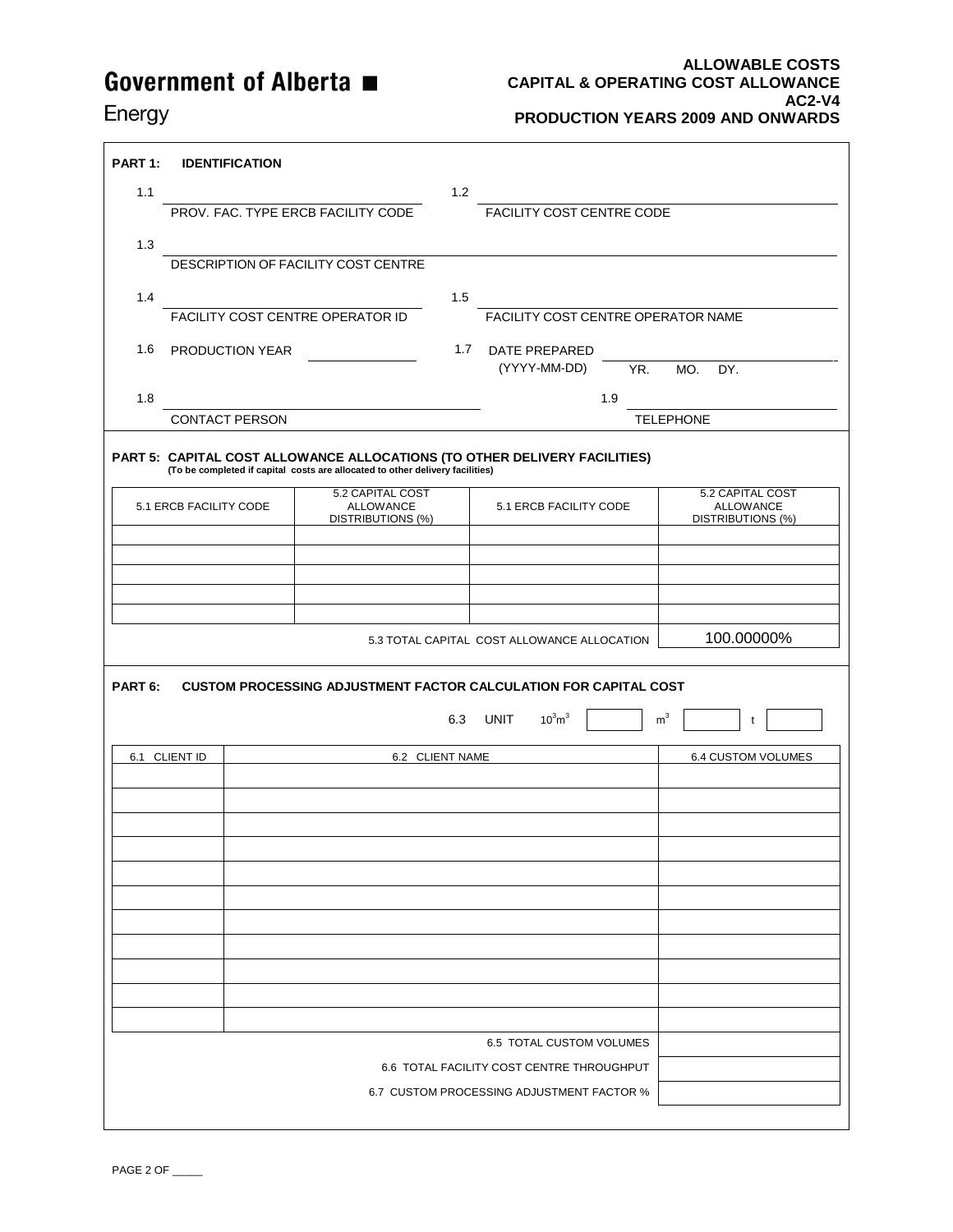# Government of Alberta ■

Energy

**ALLOWABLE COSTS**
**CAPITAL & OPERATING COST ALLOWANCE**
**AC2-V4**
**PRODUCTION YEARS 2009 AND ONWARDS**

## PART 1: IDENTIFICATION

1.1 ______________________ PROV. FAC. TYPE ERCB FACILITY CODE

1.2 ______________________ FACILITY COST CENTRE CODE

1.3 ______________________ DESCRIPTION OF FACILITY COST CENTRE

1.4 ______________________ FACILITY COST CENTRE OPERATOR ID

1.5 ______________________ FACILITY COST CENTRE OPERATOR NAME

1.6 PRODUCTION YEAR ____________

1.7 DATE PREPARED (YYYY-MM-DD) ______ YR. MO. DY.

1.8 ______________________ CONTACT PERSON

1.9 ______________________ TELEPHONE

## PART 5: CAPITAL COST ALLOWANCE ALLOCATIONS (TO OTHER DELIVERY FACILITIES)

**(To be completed if capital costs are allocated to other delivery facilities)**

| 5.1 ERCB FACILITY CODE | 5.2 CAPITAL COST ALLOWANCE DISTRIBUTIONS (%) | 5.1 ERCB FACILITY CODE | 5.2 CAPITAL COST ALLOWANCE DISTRIBUTIONS (%) |
|---|---|---|---|
| | | | |
| | | | |
| | | | |
| | | | |
| | | | |
| | | 5.3 TOTAL CAPITAL COST ALLOWANCE ALLOCATION | 100.00000% |

## PART 6: CUSTOM PROCESSING ADJUSTMENT FACTOR CALCULATION FOR CAPITAL COST

6.3 UNIT $10^3m^3$ [ ] $m^3$ [ ] t [ ]

| 6.1 CLIENT ID | 6.2 CLIENT NAME | 6.4 CUSTOM VOLUMES |
|---|---|---|
| | | |
| | | |
| | | |
| | | |
| | | |
| | | |
| | | |
| | | |
| | | |
| | | |
| | | |
| | 6.5 TOTAL CUSTOM VOLUMES | |
| | 6.6 TOTAL FACILITY COST CENTRE THROUGHPUT | |
| | 6.7 CUSTOM PROCESSING ADJUSTMENT FACTOR % | |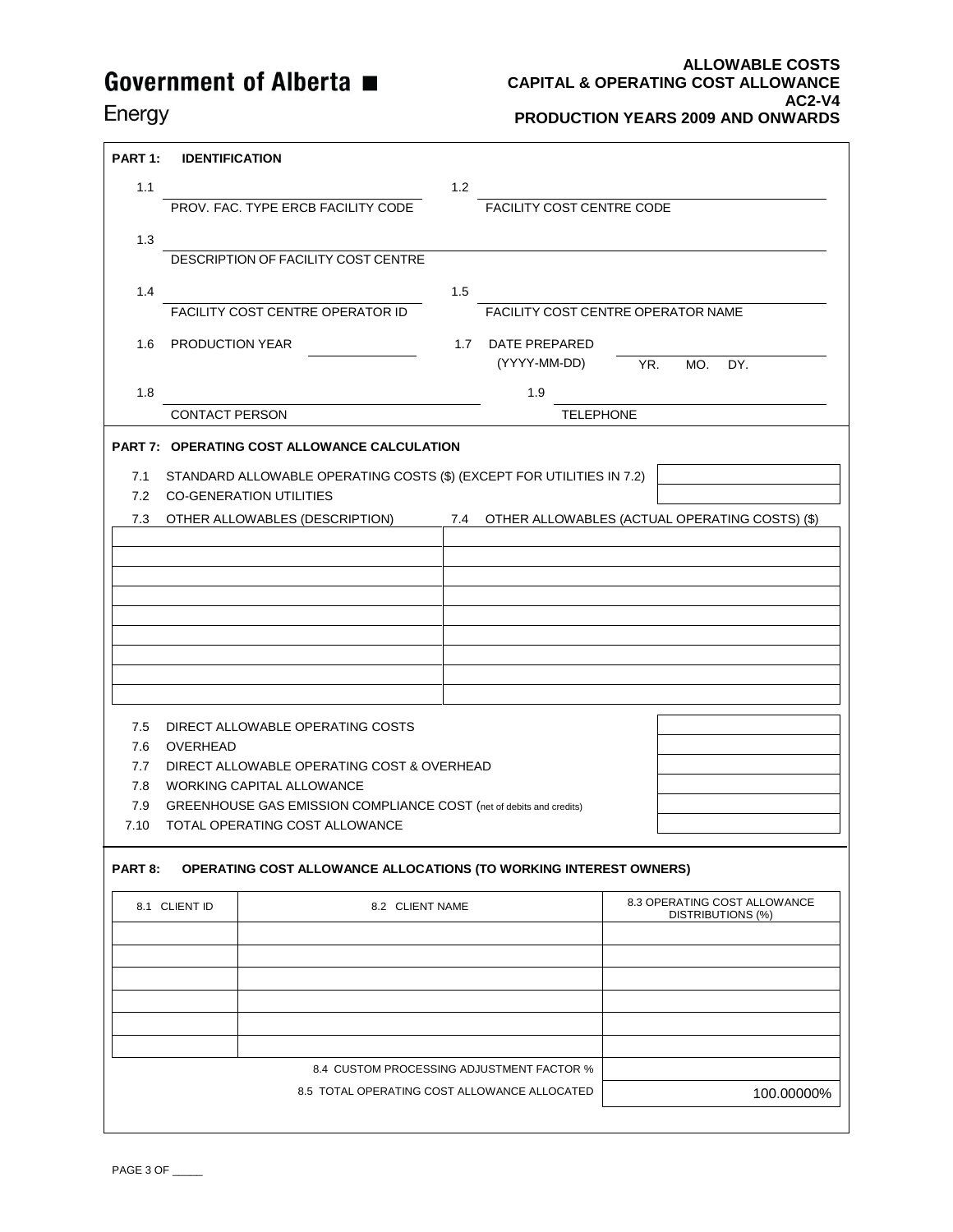**Government of Alberta ■**

Energy

**ALLOWABLE COSTS**
**CAPITAL & OPERATING COST ALLOWANCE**
**AC2-V4**
**PRODUCTION YEARS 2009 AND ONWARDS**

## PART 1: IDENTIFICATION

1.1 ____________________
PROV. FAC. TYPE ERCB FACILITY CODE

1.2 ____________________
FACILITY COST CENTRE CODE

1.3 ____________________
DESCRIPTION OF FACILITY COST CENTRE

1.4 ____________________
FACILITY COST CENTRE OPERATOR ID

1.5 ____________________
FACILITY COST CENTRE OPERATOR NAME

1.6 PRODUCTION YEAR ____________________

1.7 DATE PREPARED (YYYY-MM-DD) ____________________ YR. MO. DY.

1.8 ____________________
CONTACT PERSON

1.9 ____________________
TELEPHONE

## PART 7: OPERATING COST ALLOWANCE CALCULATION

| | | |
|---|---|---|
| 7.1 | STANDARD ALLOWABLE OPERATING COSTS ($) (EXCEPT FOR UTILITIES IN 7.2) | |
| 7.2 | CO-GENERATION UTILITIES | |

| 7.3 OTHER ALLOWABLES (DESCRIPTION) | 7.4 OTHER ALLOWABLES (ACTUAL OPERATING COSTS) ($) |
|---|---|
| | |
| | |
| | |
| | |
| | |
| | |
| | |
| | |
| | |

| | | |
|---|---|---|
| 7.5 | DIRECT ALLOWABLE OPERATING COSTS | |
| 7.6 | OVERHEAD | |
| 7.7 | DIRECT ALLOWABLE OPERATING COST & OVERHEAD | |
| 7.8 | WORKING CAPITAL ALLOWANCE | |
| 7.9 | GREENHOUSE GAS EMISSION COMPLIANCE COST (net of debits and credits) | |
| 7.10 | TOTAL OPERATING COST ALLOWANCE | |

## PART 8: OPERATING COST ALLOWANCE ALLOCATIONS (TO WORKING INTEREST OWNERS)

| 8.1 CLIENT ID | 8.2 CLIENT NAME | 8.3 OPERATING COST ALLOWANCE DISTRIBUTIONS (%) |
|---|---|---|
| | | |
| | | |
| | | |
| | | |
| | | |
| | | |
| | 8.4 CUSTOM PROCESSING ADJUSTMENT FACTOR % | |
| | 8.5 TOTAL OPERATING COST ALLOWANCE ALLOCATED | 100.00000% |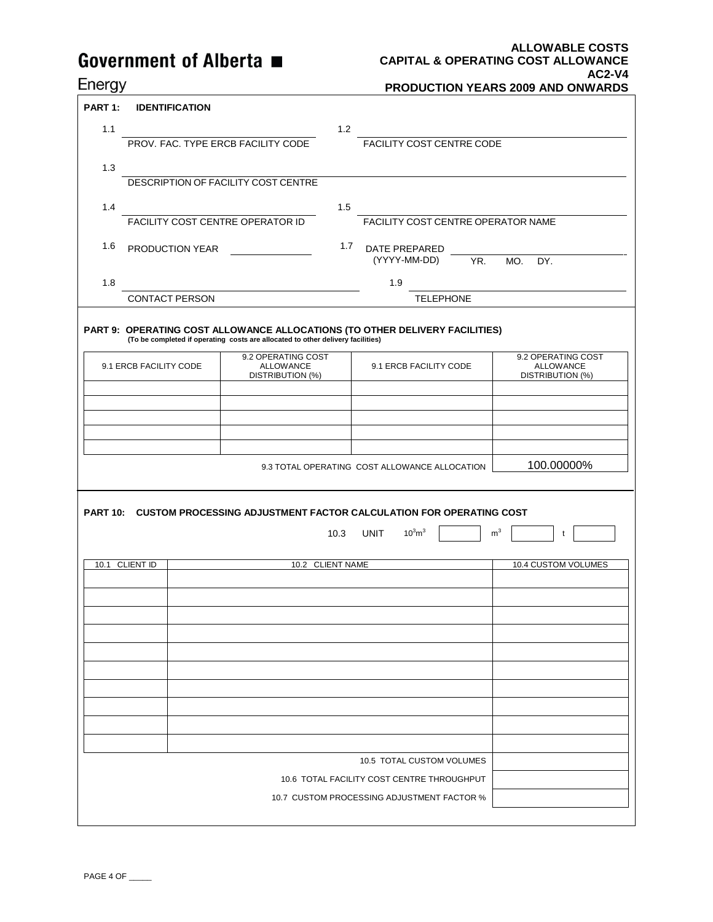**Government of Alberta ■**

Energy

**ALLOWABLE COSTS**
**CAPITAL & OPERATING COST ALLOWANCE**
**AC2-V4**
**PRODUCTION YEARS 2009 AND ONWARDS**

## PART 1: IDENTIFICATION

1.1 ______________________ PROV. FAC. TYPE ERCB FACILITY CODE

1.2 ______________________ FACILITY COST CENTRE CODE

1.3 ______________________ DESCRIPTION OF FACILITY COST CENTRE

1.4 ______________________ FACILITY COST CENTRE OPERATOR ID

1.5 ______________________ FACILITY COST CENTRE OPERATOR NAME

1.6 PRODUCTION YEAR ______________

1.7 DATE PREPARED (YYYY-MM-DD) ______ YR. MO. DY.

1.8 ______________________ CONTACT PERSON

1.9 ______________________ TELEPHONE

## PART 9: OPERATING COST ALLOWANCE ALLOCATIONS (TO OTHER DELIVERY FACILITIES)

**(To be completed if operating costs are allocated to other delivery facilities)**

| 9.1 ERCB FACILITY CODE | 9.2 OPERATING COST ALLOWANCE DISTRIBUTION (%) | 9.1 ERCB FACILITY CODE | 9.2 OPERATING COST ALLOWANCE DISTRIBUTION (%) |
|---|---|---|---|
| | | | |
| | | | |
| | | | |
| | | | |
| | | | |
| | | 9.3 TOTAL OPERATING COST ALLOWANCE ALLOCATION | 100.00000% |

## PART 10: CUSTOM PROCESSING ADJUSTMENT FACTOR CALCULATION FOR OPERATING COST

10.3 UNIT $10^3m^3$ [ ] $m^3$ [ ] t [ ]

| 10.1 CLIENT ID | 10.2 CLIENT NAME | 10.4 CUSTOM VOLUMES |
|---|---|---|
| | | |
| | | |
| | | |
| | | |
| | | |
| | | |
| | | |
| | | |
| | | |
| | | |
| | 10.5 TOTAL CUSTOM VOLUMES | |
| | 10.6 TOTAL FACILITY COST CENTRE THROUGHPUT | |
| | 10.7 CUSTOM PROCESSING ADJUSTMENT FACTOR % | |